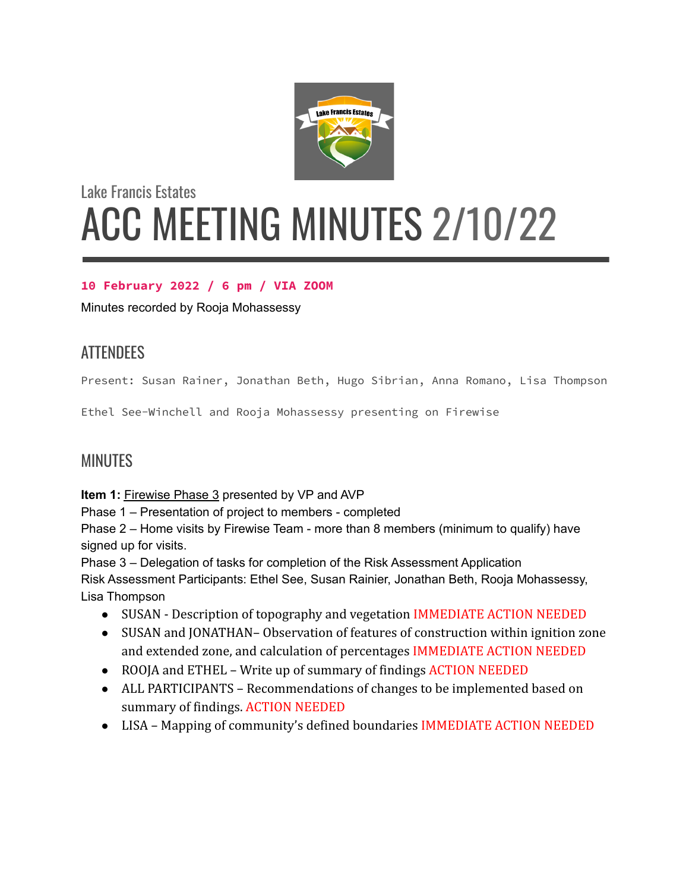Lake Francis Estates

# ACC MEETING MINUTES 2/10/22

**10 February 2022 / 6 pm / VIA ZOOM**

Minutes recorded by Rooja Mohassessy

## ATTENDEES

Present: Susan Rainer, Jonathan Beth, Hugo Sibrian, Anna Romano, Lisa Thompson

Ethel See-Winchell and Rooja Mohassessy presenting on Firewise

## MINUTES

**Item 1:** Firewise Phase 3 presented by VP and AVP

Phase 1 – Presentation of project to members - completed

Phase 2 – Home visits by Firewise Team - more than 8 members (minimum to qualify) have signed up for visits.

Phase 3 – Delegation of tasks for completion of the Risk Assessment Application

Risk Assessment Participants: Ethel See, Susan Rainier, Jonathan Beth, Rooja Mohassessy, Lisa Thompson

- SUSAN - Description of topography and vegetation IMMEDIATE ACTION NEEDED
- SUSAN and JONATHAN– Observation of features of construction within ignition zone and extended zone, and calculation of percentages IMMEDIATE ACTION NEEDED
- ROOJA and ETHEL – Write up of summary of findings ACTION NEEDED
- ALL PARTICIPANTS – Recommendations of changes to be implemented based on summary of findings. ACTION NEEDED
- LISA – Mapping of community's defined boundaries IMMEDIATE ACTION NEEDED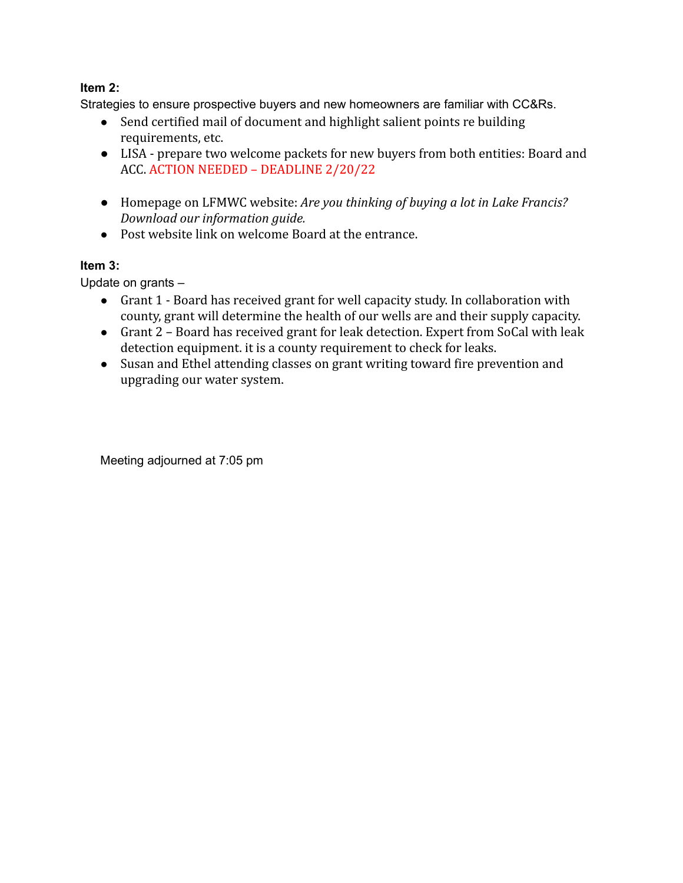**Item 2:**

Strategies to ensure prospective buyers and new homeowners are familiar with CC&Rs.

- Send certified mail of document and highlight salient points re building requirements, etc.
- LISA - prepare two welcome packets for new buyers from both entities: Board and ACC. ACTION NEEDED – DEADLINE 2/20/22

- Homepage on LFMWC website: *Are you thinking of buying a lot in Lake Francis? Download our information guide.*
- Post website link on welcome Board at the entrance.

**Item 3:**

Update on grants –

- Grant 1 - Board has received grant for well capacity study. In collaboration with county, grant will determine the health of our wells are and their supply capacity.
- Grant 2 – Board has received grant for leak detection. Expert from SoCal with leak detection equipment. it is a county requirement to check for leaks.
- Susan and Ethel attending classes on grant writing toward fire prevention and upgrading our water system.

Meeting adjourned at 7:05 pm